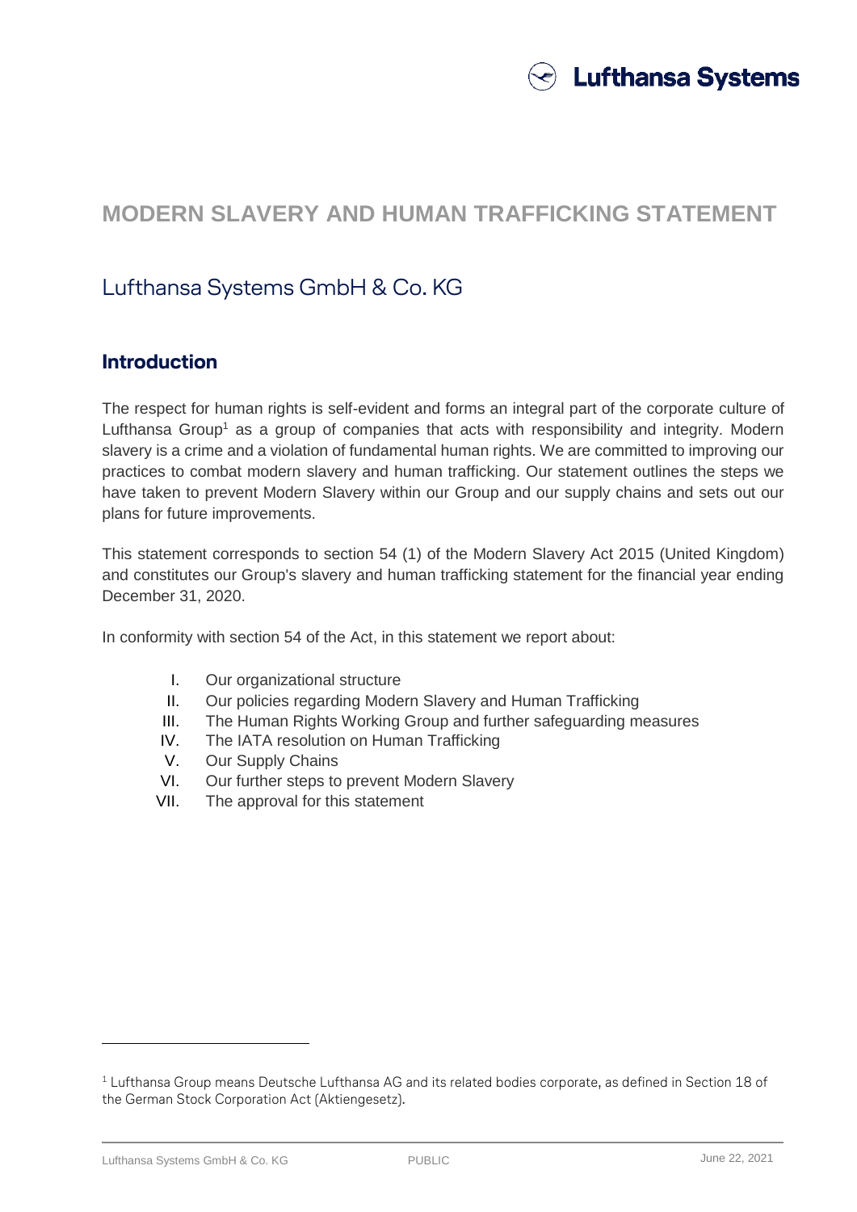# MODERN SLAVERY AND HUMAN TRAFFICKING STATEMENT

## Lufthansa Systems GmbH & Co. KG

### Introduction

The respect for human rights is self-evident and forms an integral part of the corporate culture of Lufthansa Group[1] as a group of companies that acts with responsibility and integrity. Modern slavery is a crime and a violation of fundamental human rights. We are committed to improving our practices to combat modern slavery and human trafficking. Our statement outlines the steps we have taken to prevent Modern Slavery within our Group and our supply chains and sets out our plans for future improvements.

This statement corresponds to section 54 (1) of the Modern Slavery Act 2015 (United Kingdom) and constitutes our Group's slavery and human trafficking statement for the financial year ending December 31, 2020.

In conformity with section 54 of the Act, in this statement we report about:

I. Our organizational structure
II. Our policies regarding Modern Slavery and Human Trafficking
III. The Human Rights Working Group and further safeguarding measures
IV. The IATA resolution on Human Trafficking
V. Our Supply Chains
VI. Our further steps to prevent Modern Slavery
VII. The approval for this statement

[1] Lufthansa Group means Deutsche Lufthansa AG and its related bodies corporate, as defined in Section 18 of the German Stock Corporation Act (Aktiengesetz).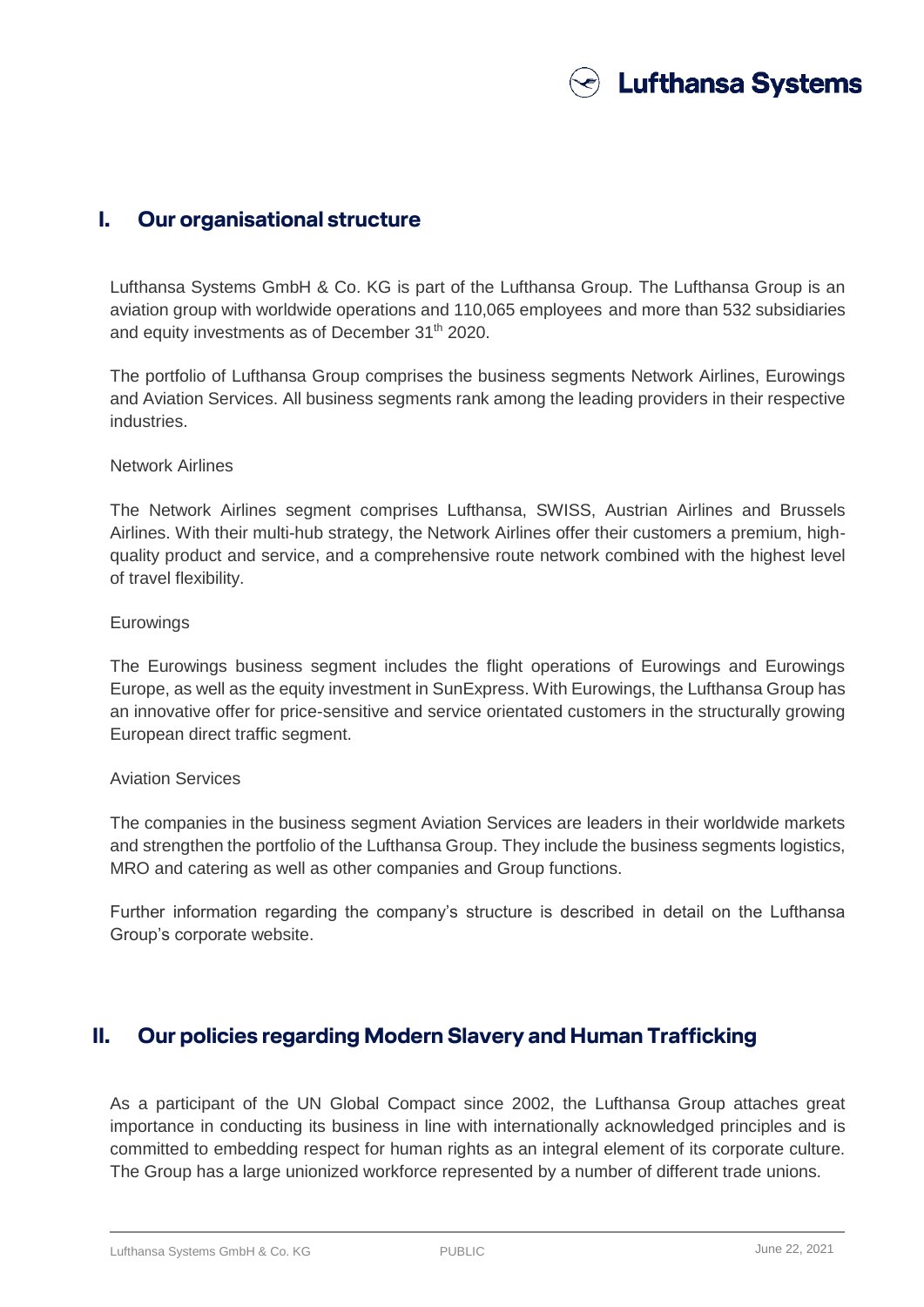## I. Our organisational structure

Lufthansa Systems GmbH & Co. KG is part of the Lufthansa Group. The Lufthansa Group is an aviation group with worldwide operations and 110,065 employees and more than 532 subsidiaries and equity investments as of December 31th 2020.

The portfolio of Lufthansa Group comprises the business segments Network Airlines, Eurowings and Aviation Services. All business segments rank among the leading providers in their respective industries.

Network Airlines

The Network Airlines segment comprises Lufthansa, SWISS, Austrian Airlines and Brussels Airlines. With their multi-hub strategy, the Network Airlines offer their customers a premium, high-quality product and service, and a comprehensive route network combined with the highest level of travel flexibility.

Eurowings

The Eurowings business segment includes the flight operations of Eurowings and Eurowings Europe, as well as the equity investment in SunExpress. With Eurowings, the Lufthansa Group has an innovative offer for price-sensitive and service orientated customers in the structurally growing European direct traffic segment.

Aviation Services

The companies in the business segment Aviation Services are leaders in their worldwide markets and strengthen the portfolio of the Lufthansa Group. They include the business segments logistics, MRO and catering as well as other companies and Group functions.

Further information regarding the company's structure is described in detail on the Lufthansa Group's corporate website.

## II. Our policies regarding Modern Slavery and Human Trafficking

As a participant of the UN Global Compact since 2002, the Lufthansa Group attaches great importance in conducting its business in line with internationally acknowledged principles and is committed to embedding respect for human rights as an integral element of its corporate culture. The Group has a large unionized workforce represented by a number of different trade unions.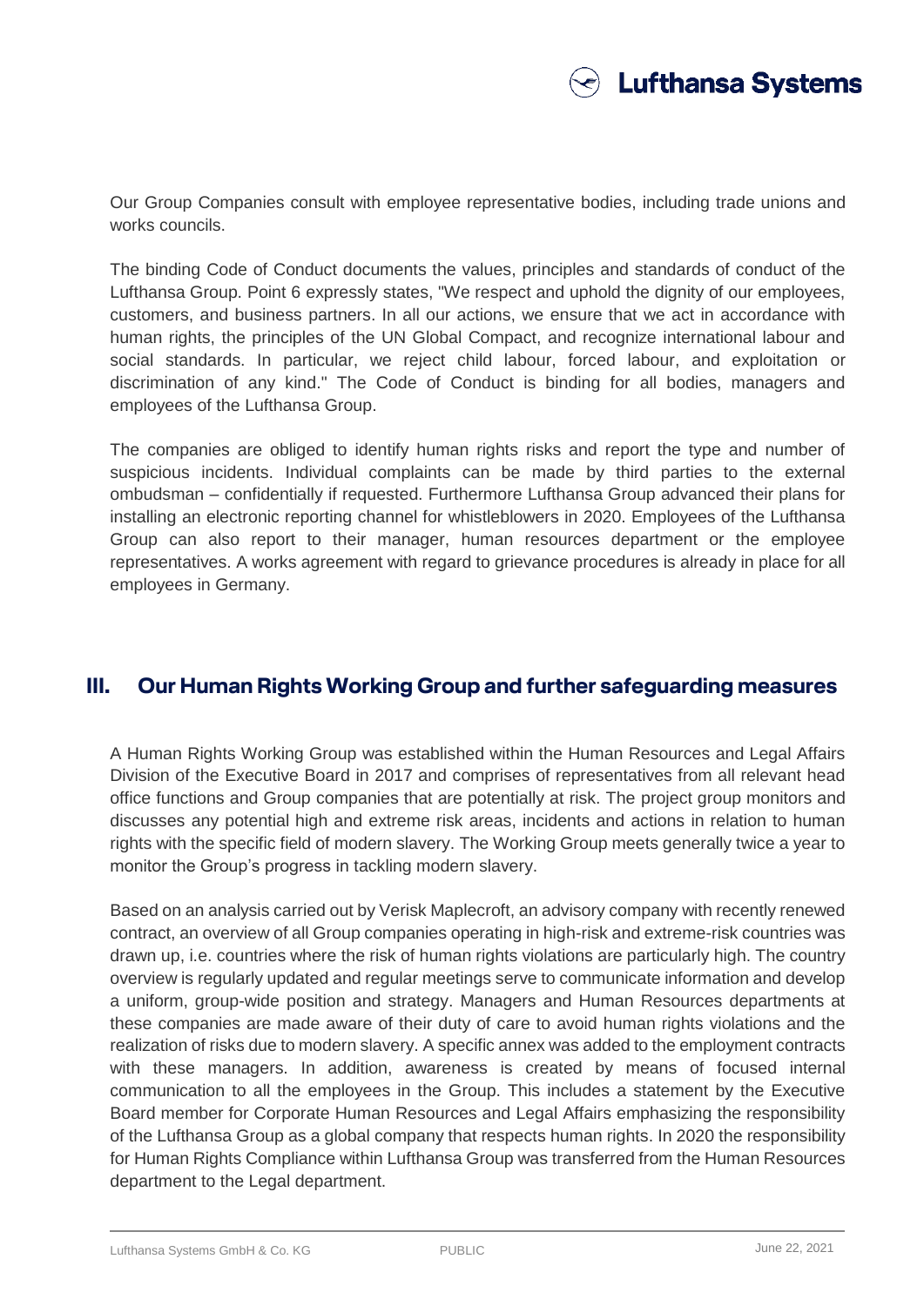Our Group Companies consult with employee representative bodies, including trade unions and works councils.

The binding Code of Conduct documents the values, principles and standards of conduct of the Lufthansa Group. Point 6 expressly states, "We respect and uphold the dignity of our employees, customers, and business partners. In all our actions, we ensure that we act in accordance with human rights, the principles of the UN Global Compact, and recognize international labour and social standards. In particular, we reject child labour, forced labour, and exploitation or discrimination of any kind." The Code of Conduct is binding for all bodies, managers and employees of the Lufthansa Group.

The companies are obliged to identify human rights risks and report the type and number of suspicious incidents. Individual complaints can be made by third parties to the external ombudsman – confidentially if requested. Furthermore Lufthansa Group advanced their plans for installing an electronic reporting channel for whistleblowers in 2020. Employees of the Lufthansa Group can also report to their manager, human resources department or the employee representatives. A works agreement with regard to grievance procedures is already in place for all employees in Germany.

## III. Our Human Rights Working Group and further safeguarding measures

A Human Rights Working Group was established within the Human Resources and Legal Affairs Division of the Executive Board in 2017 and comprises of representatives from all relevant head office functions and Group companies that are potentially at risk. The project group monitors and discusses any potential high and extreme risk areas, incidents and actions in relation to human rights with the specific field of modern slavery. The Working Group meets generally twice a year to monitor the Group's progress in tackling modern slavery.

Based on an analysis carried out by Verisk Maplecroft, an advisory company with recently renewed contract, an overview of all Group companies operating in high-risk and extreme-risk countries was drawn up, i.e. countries where the risk of human rights violations are particularly high. The country overview is regularly updated and regular meetings serve to communicate information and develop a uniform, group-wide position and strategy. Managers and Human Resources departments at these companies are made aware of their duty of care to avoid human rights violations and the realization of risks due to modern slavery. A specific annex was added to the employment contracts with these managers. In addition, awareness is created by means of focused internal communication to all the employees in the Group. This includes a statement by the Executive Board member for Corporate Human Resources and Legal Affairs emphasizing the responsibility of the Lufthansa Group as a global company that respects human rights. In 2020 the responsibility for Human Rights Compliance within Lufthansa Group was transferred from the Human Resources department to the Legal department.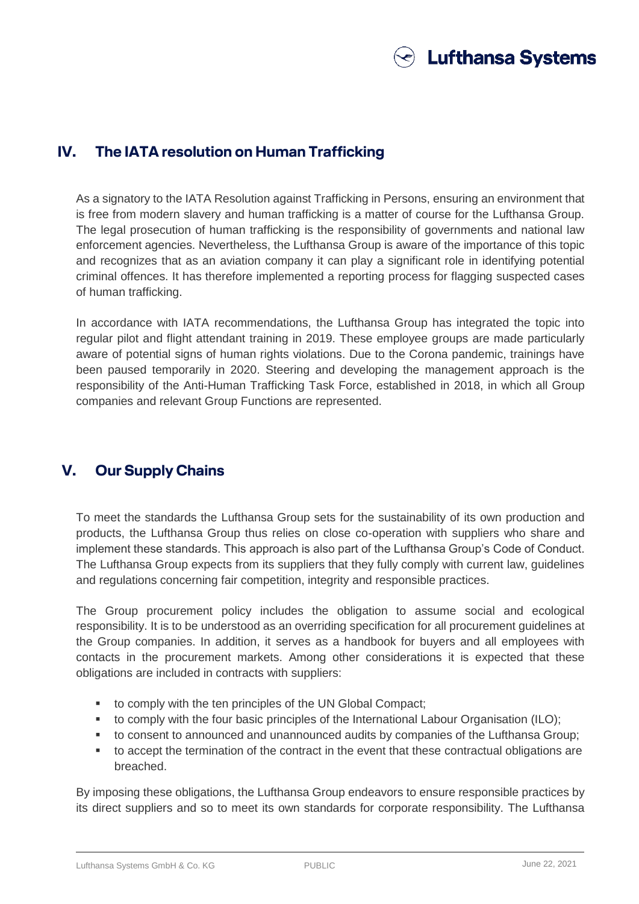## IV. The IATA resolution on Human Trafficking

As a signatory to the IATA Resolution against Trafficking in Persons, ensuring an environment that is free from modern slavery and human trafficking is a matter of course for the Lufthansa Group. The legal prosecution of human trafficking is the responsibility of governments and national law enforcement agencies. Nevertheless, the Lufthansa Group is aware of the importance of this topic and recognizes that as an aviation company it can play a significant role in identifying potential criminal offences. It has therefore implemented a reporting process for flagging suspected cases of human trafficking.

In accordance with IATA recommendations, the Lufthansa Group has integrated the topic into regular pilot and flight attendant training in 2019. These employee groups are made particularly aware of potential signs of human rights violations. Due to the Corona pandemic, trainings have been paused temporarily in 2020. Steering and developing the management approach is the responsibility of the Anti-Human Trafficking Task Force, established in 2018, in which all Group companies and relevant Group Functions are represented.

## V. Our Supply Chains

To meet the standards the Lufthansa Group sets for the sustainability of its own production and products, the Lufthansa Group thus relies on close co-operation with suppliers who share and implement these standards. This approach is also part of the Lufthansa Group's Code of Conduct. The Lufthansa Group expects from its suppliers that they fully comply with current law, guidelines and regulations concerning fair competition, integrity and responsible practices.

The Group procurement policy includes the obligation to assume social and ecological responsibility. It is to be understood as an overriding specification for all procurement guidelines at the Group companies. In addition, it serves as a handbook for buyers and all employees with contacts in the procurement markets. Among other considerations it is expected that these obligations are included in contracts with suppliers:

- to comply with the ten principles of the UN Global Compact;
- to comply with the four basic principles of the International Labour Organisation (ILO);
- to consent to announced and unannounced audits by companies of the Lufthansa Group;
- to accept the termination of the contract in the event that these contractual obligations are breached.

By imposing these obligations, the Lufthansa Group endeavors to ensure responsible practices by its direct suppliers and so to meet its own standards for corporate responsibility. The Lufthansa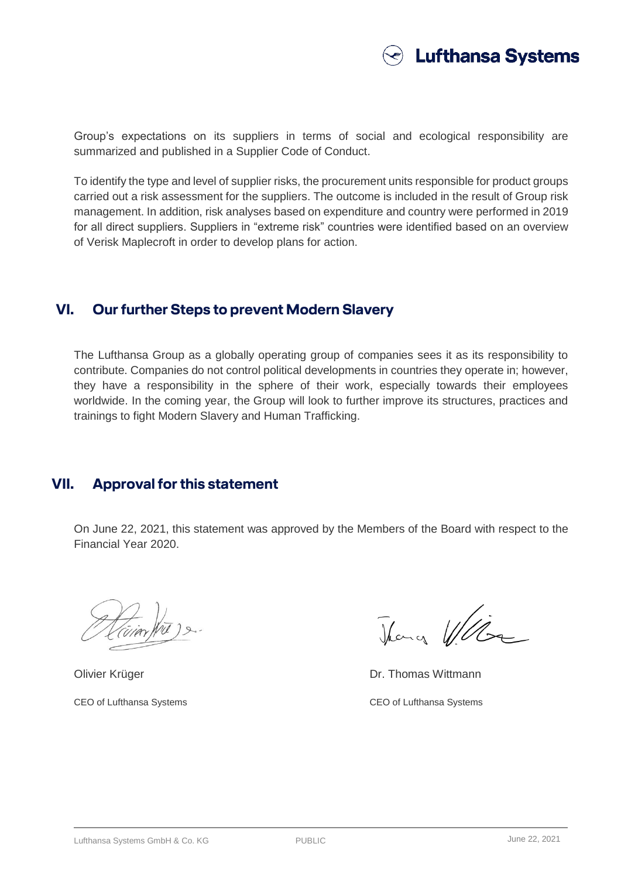Group's expectations on its suppliers in terms of social and ecological responsibility are summarized and published in a Supplier Code of Conduct.

To identify the type and level of supplier risks, the procurement units responsible for product groups carried out a risk assessment for the suppliers. The outcome is included in the result of Group risk management. In addition, risk analyses based on expenditure and country were performed in 2019 for all direct suppliers. Suppliers in "extreme risk" countries were identified based on an overview of Verisk Maplecroft in order to develop plans for action.

## VI. Our further Steps to prevent Modern Slavery

The Lufthansa Group as a globally operating group of companies sees it as its responsibility to contribute. Companies do not control political developments in countries they operate in; however, they have a responsibility in the sphere of their work, especially towards their employees worldwide. In the coming year, the Group will look to further improve its structures, practices and trainings to fight Modern Slavery and Human Trafficking.

## VII. Approval for this statement

On June 22, 2021, this statement was approved by the Members of the Board with respect to the Financial Year 2020.

Olivier Krüger

CEO of Lufthansa Systems

Dr. Thomas Wittmann

CEO of Lufthansa Systems